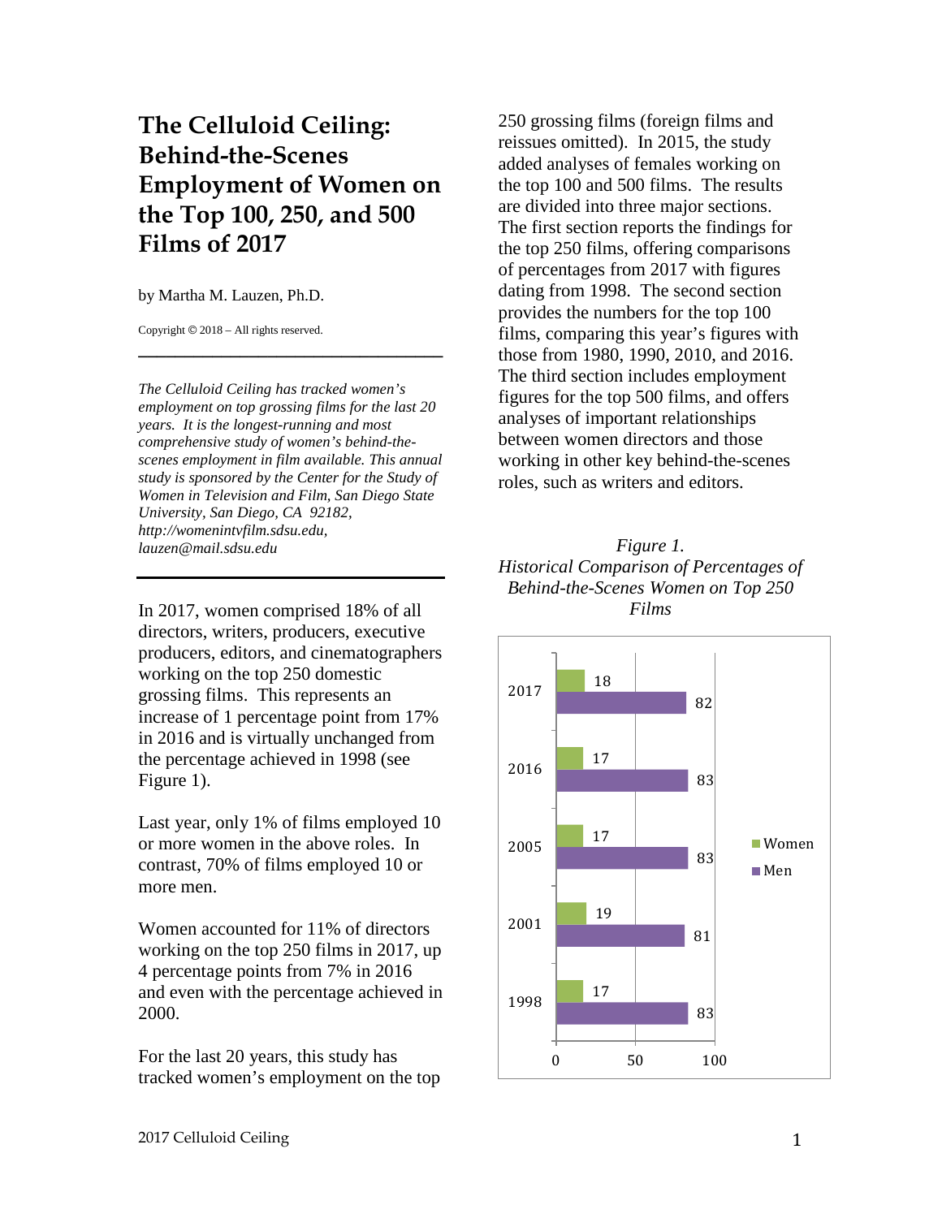# The Celluloid Ceiling: Behind-the-Scenes Employment of Women on the Top 100, 250, and 500 Films of 2017

by Martha M. Lauzen, Ph.D.

Copyright © 2018 – All rights reserved.

---

*The Celluloid Ceiling has tracked women's employment on top grossing films for the last 20 years. It is the longest-running and most comprehensive study of women's behind-the-scenes employment in film available. This annual study is sponsored by the Center for the Study of Women in Television and Film, San Diego State University, San Diego, CA 92182, http://womenintvfilm.sdsu.edu, lauzen@mail.sdsu.edu*

---

In 2017, women comprised 18% of all directors, writers, producers, executive producers, editors, and cinematographers working on the top 250 domestic grossing films. This represents an increase of 1 percentage point from 17% in 2016 and is virtually unchanged from the percentage achieved in 1998 (see Figure 1).

Last year, only 1% of films employed 10 or more women in the above roles. In contrast, 70% of films employed 10 or more men.

Women accounted for 11% of directors working on the top 250 films in 2017, up 4 percentage points from 7% in 2016 and even with the percentage achieved in 2000.

For the last 20 years, this study has tracked women's employment on the top 250 grossing films (foreign films and reissues omitted). In 2015, the study added analyses of females working on the top 100 and 500 films. The results are divided into three major sections. The first section reports the findings for the top 250 films, offering comparisons of percentages from 2017 with figures dating from 1998. The second section provides the numbers for the top 100 films, comparing this year's figures with those from 1980, 1990, 2010, and 2016. The third section includes employment figures for the top 500 films, and offers analyses of important relationships between women directors and those working in other key behind-the-scenes roles, such as writers and editors.

*Figure 1.*
*Historical Comparison of Percentages of Behind-the-Scenes Women on Top 250 Films*

| Year | Women | Men |
|---|---|---|
| 2017 | 18 | 82 |
| 2016 | 17 | 83 |
| 2005 | 17 | 83 |
| 2001 | 19 | 81 |
| 1998 | 17 | 83 |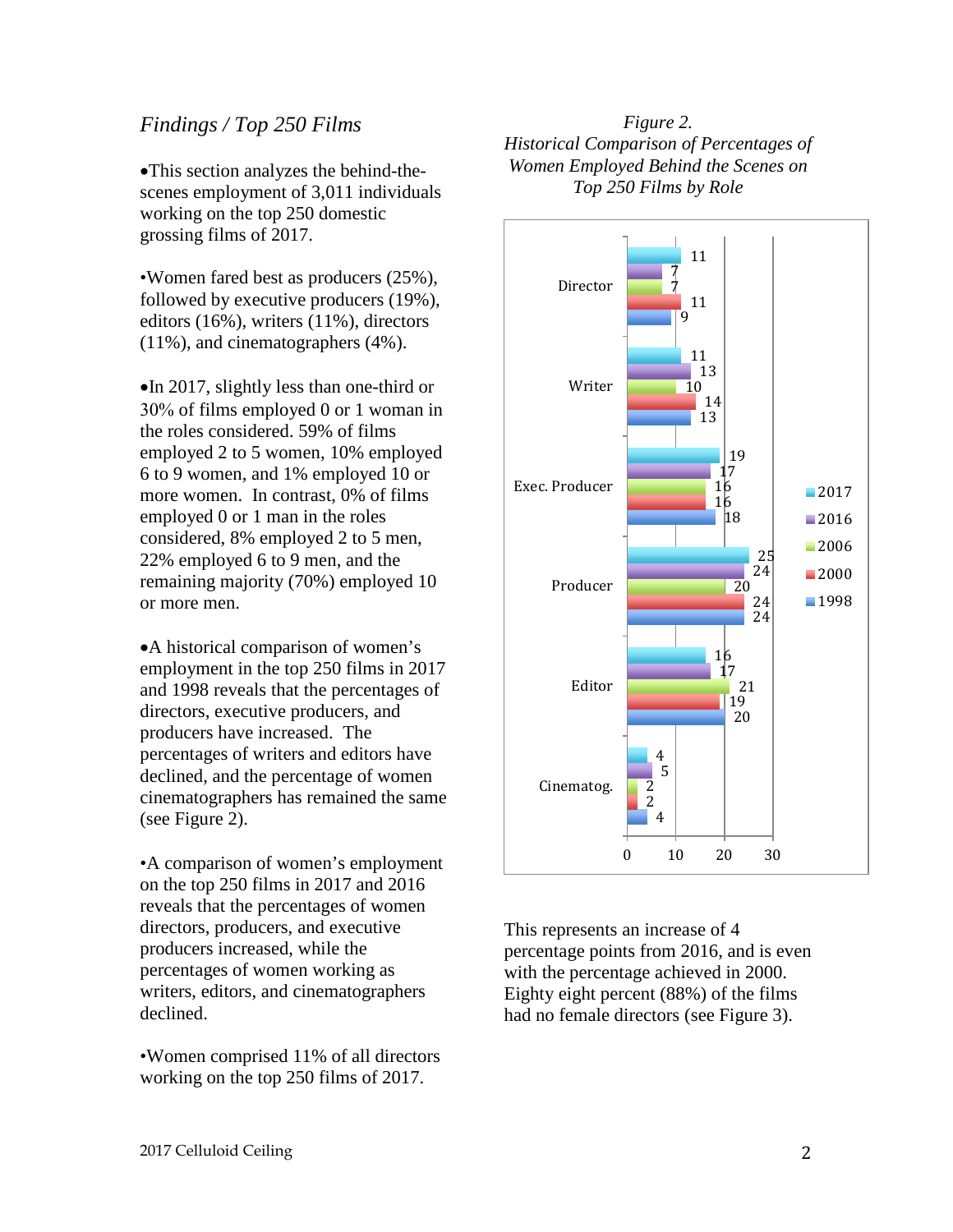*Findings / Top 250 Films*

- This section analyzes the behind-the-scenes employment of 3,011 individuals working on the top 250 domestic grossing films of 2017.

- Women fared best as producers (25%), followed by executive producers (19%), editors (16%), writers (11%), directors (11%), and cinematographers (4%).

- In 2017, slightly less than one-third or 30% of films employed 0 or 1 woman in the roles considered. 59% of films employed 2 to 5 women, 10% employed 6 to 9 women, and 1% employed 10 or more women. In contrast, 0% of films employed 0 or 1 man in the roles considered, 8% employed 2 to 5 men, 22% employed 6 to 9 men, and the remaining majority (70%) employed 10 or more men.

- A historical comparison of women's employment in the top 250 films in 2017 and 1998 reveals that the percentages of directors, executive producers, and producers have increased. The percentages of writers and editors have declined, and the percentage of women cinematographers has remained the same (see Figure 2).

- A comparison of women's employment on the top 250 films in 2017 and 2016 reveals that the percentages of women directors, producers, and executive producers increased, while the percentages of women working as writers, editors, and cinematographers declined.

- Women comprised 11% of all directors working on the top 250 films of 2017.

*Figure 2.*
*Historical Comparison of Percentages of Women Employed Behind the Scenes on Top 250 Films by Role*

| Role | 2017 | 2016 | 2006 | 2000 | 1998 |
| --- | --- | --- | --- | --- | --- |
| Director | 11 | 7 | 7 | 11 | 9 |
| Writer | 11 | 13 | 10 | 14 | 13 |
| Exec. Producer | 19 | 17 | 16 | 16 | 18 |
| Producer | 25 | 24 | 20 | 24 | 24 |
| Editor | 16 | 17 | 21 | 19 | 20 |
| Cinematog. | 4 | 5 | 2 | 2 | 4 |

This represents an increase of 4 percentage points from 2016, and is even with the percentage achieved in 2000. Eighty eight percent (88%) of the films had no female directors (see Figure 3).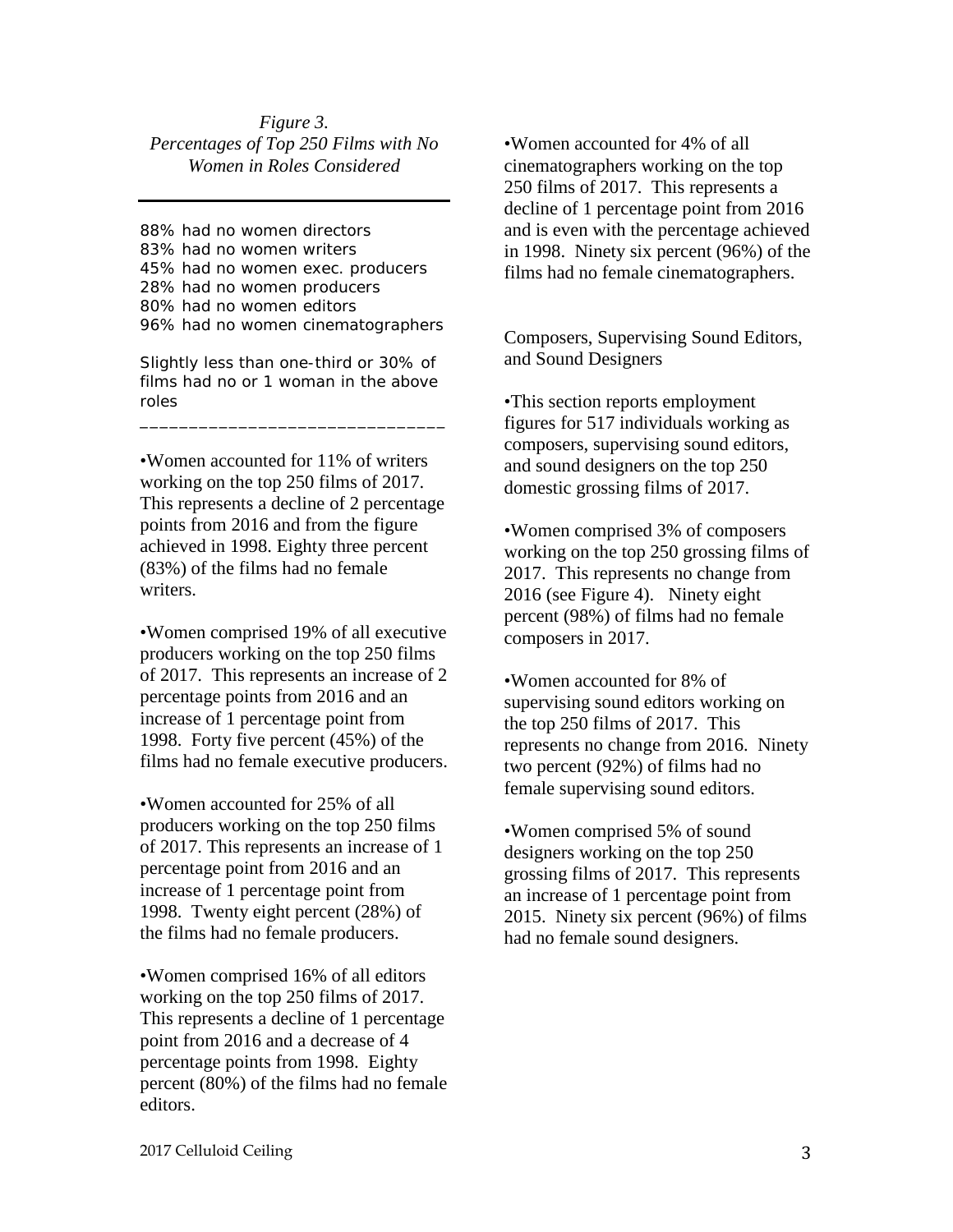*Figure 3.*
*Percentages of Top 250 Films with No Women in Roles Considered*

---

88% had no women directors
83% had no women writers
45% had no women exec. producers
28% had no women producers
80% had no women editors
96% had no women cinematographers

Slightly less than one-third or 30% of films had no or 1 woman in the above roles

---

•Women accounted for 11% of writers working on the top 250 films of 2017. This represents a decline of 2 percentage points from 2016 and from the figure achieved in 1998. Eighty three percent (83%) of the films had no female writers.

•Women comprised 19% of all executive producers working on the top 250 films of 2017. This represents an increase of 2 percentage points from 2016 and an increase of 1 percentage point from 1998. Forty five percent (45%) of the films had no female executive producers.

•Women accounted for 25% of all producers working on the top 250 films of 2017. This represents an increase of 1 percentage point from 2016 and an increase of 1 percentage point from 1998. Twenty eight percent (28%) of the films had no female producers.

•Women comprised 16% of all editors working on the top 250 films of 2017. This represents a decline of 1 percentage point from 2016 and a decrease of 4 percentage points from 1998. Eighty percent (80%) of the films had no female editors.

•Women accounted for 4% of all cinematographers working on the top 250 films of 2017. This represents a decline of 1 percentage point from 2016 and is even with the percentage achieved in 1998. Ninety six percent (96%) of the films had no female cinematographers.

Composers, Supervising Sound Editors, and Sound Designers

•This section reports employment figures for 517 individuals working as composers, supervising sound editors, and sound designers on the top 250 domestic grossing films of 2017.

•Women comprised 3% of composers working on the top 250 grossing films of 2017. This represents no change from 2016 (see Figure 4). Ninety eight percent (98%) of films had no female composers in 2017.

•Women accounted for 8% of supervising sound editors working on the top 250 films of 2017. This represents no change from 2016. Ninety two percent (92%) of films had no female supervising sound editors.

•Women comprised 5% of sound designers working on the top 250 grossing films of 2017. This represents an increase of 1 percentage point from 2015. Ninety six percent (96%) of films had no female sound designers.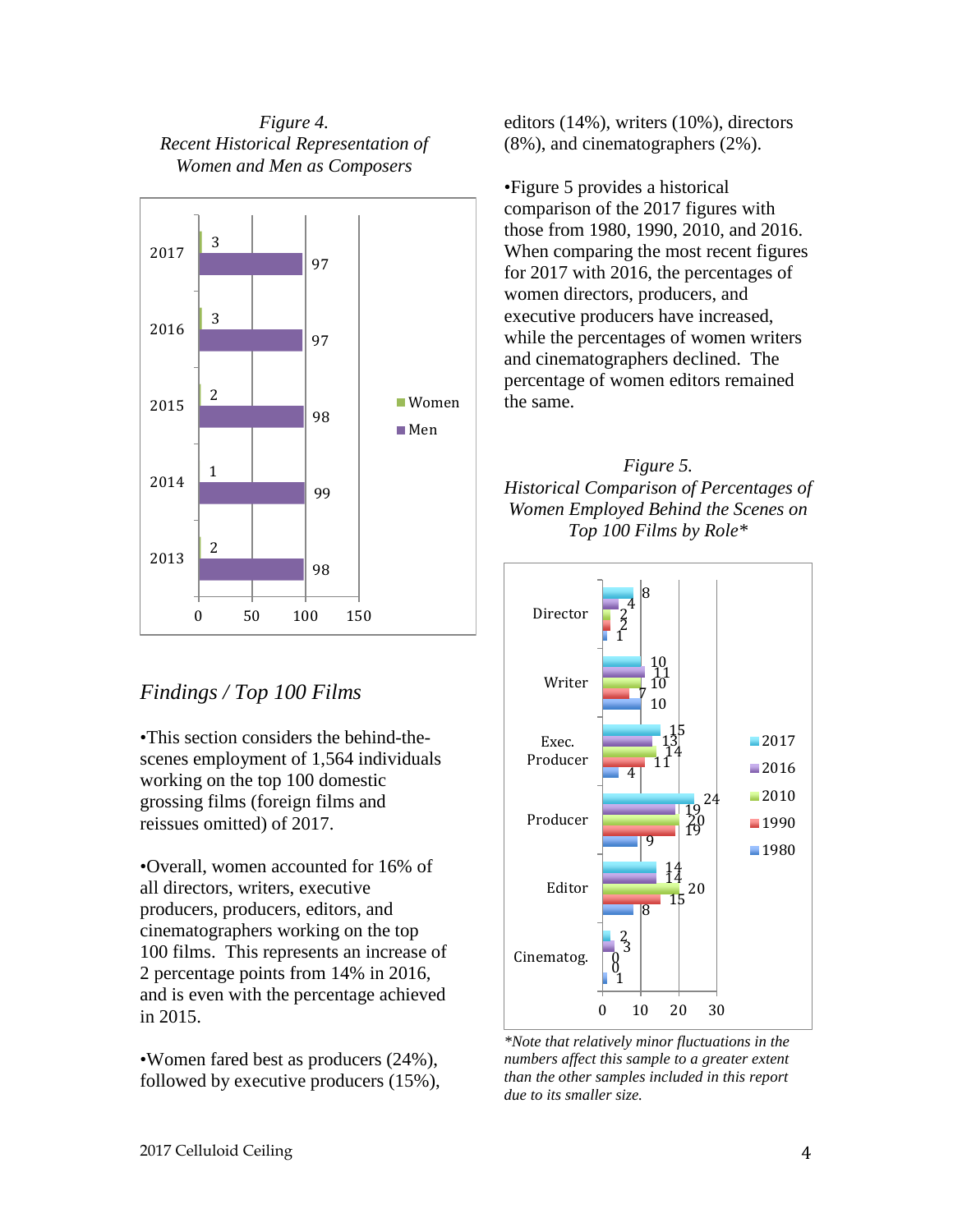*Figure 4.*
*Recent Historical Representation of Women and Men as Composers*

| Year | Women | Men |
|---|---|---|
| 2017 | 3 | 97 |
| 2016 | 3 | 97 |
| 2015 | 2 | 98 |
| 2014 | 1 | 99 |
| 2013 | 2 | 98 |

## *Findings / Top 100 Films*

•This section considers the behind-the-scenes employment of 1,564 individuals working on the top 100 domestic grossing films (foreign films and reissues omitted) of 2017.

•Overall, women accounted for 16% of all directors, writers, executive producers, producers, editors, and cinematographers working on the top 100 films. This represents an increase of 2 percentage points from 14% in 2016, and is even with the percentage achieved in 2015.

•Women fared best as producers (24%), followed by executive producers (15%), editors (14%), writers (10%), directors (8%), and cinematographers (2%).

•Figure 5 provides a historical comparison of the 2017 figures with those from 1980, 1990, 2010, and 2016. When comparing the most recent figures for 2017 with 2016, the percentages of women directors, producers, and executive producers have increased, while the percentages of women writers and cinematographers declined. The percentage of women editors remained the same.

*Figure 5.*
*Historical Comparison of Percentages of Women Employed Behind the Scenes on Top 100 Films by Role\**

| Role | 2017 | 2016 | 2010 | 1990 | 1980 |
|---|---|---|---|---|---|
| Director | 8 | 4 | 2 | 2 | 1 |
| Writer | 10 | 11 | 10 | 7 | 10 |
| Exec. Producer | 15 | 13 | 14 | 11 | 4 |
| Producer | 24 | 19 | 20 | 19 | 9 |
| Editor | 14 | 14 | 20 | 15 | 8 |
| Cinematog. | 2 | 3 | 0 | 0 | 1 |

*\*Note that relatively minor fluctuations in the numbers affect this sample to a greater extent than the other samples included in this report due to its smaller size.*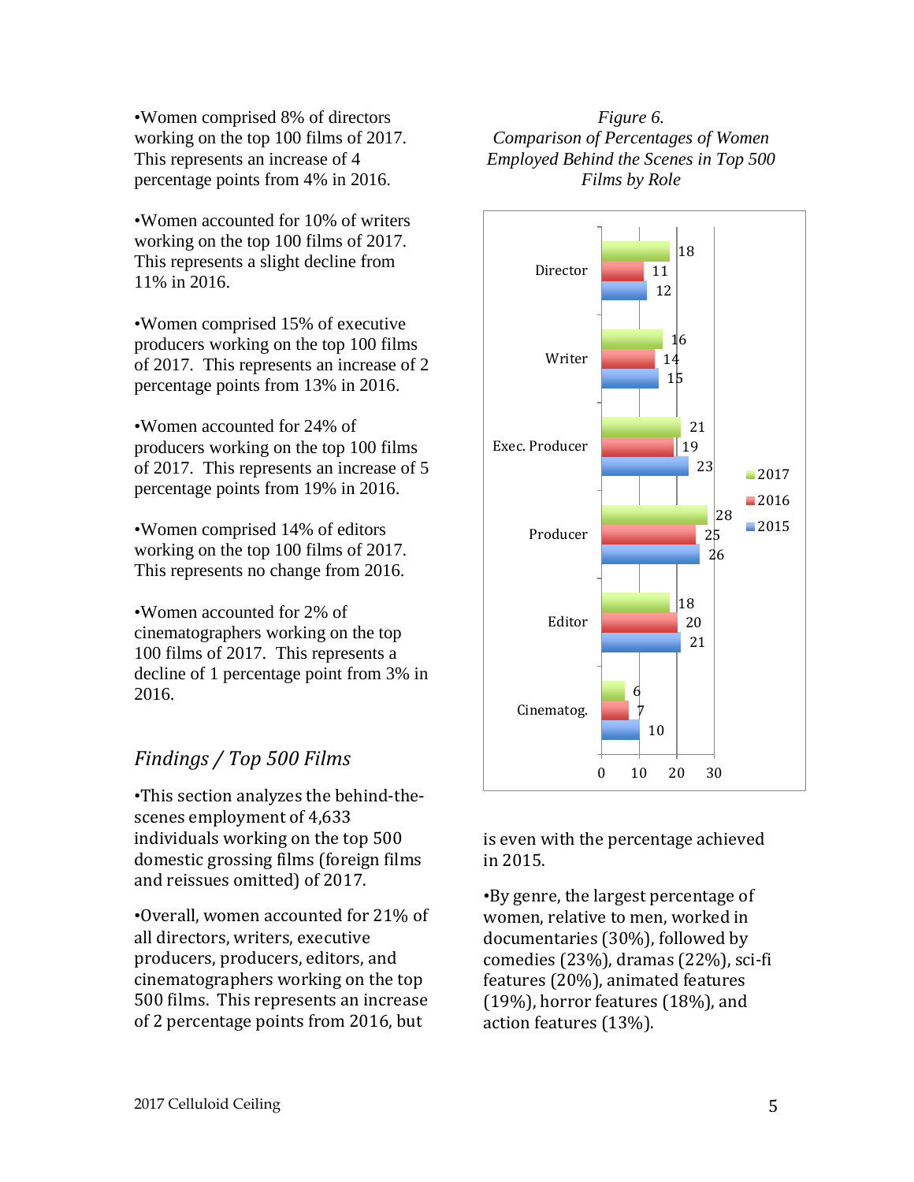•Women comprised 8% of directors working on the top 100 films of 2017. This represents an increase of 4 percentage points from 4% in 2016.

•Women accounted for 10% of writers working on the top 100 films of 2017. This represents a slight decline from 11% in 2016.

•Women comprised 15% of executive producers working on the top 100 films of 2017. This represents an increase of 2 percentage points from 13% in 2016.

•Women accounted for 24% of producers working on the top 100 films of 2017. This represents an increase of 5 percentage points from 19% in 2016.

•Women comprised 14% of editors working on the top 100 films of 2017. This represents no change from 2016.

•Women accounted for 2% of cinematographers working on the top 100 films of 2017. This represents a decline of 1 percentage point from 3% in 2016.

## *Findings / Top 500 Films*

•This section analyzes the behind-the-scenes employment of 4,633 individuals working on the top 500 domestic grossing films (foreign films and reissues omitted) of 2017.

•Overall, women accounted for 21% of all directors, writers, executive producers, producers, editors, and cinematographers working on the top 500 films. This represents an increase of 2 percentage points from 2016, but is even with the percentage achieved in 2015.

•By genre, the largest percentage of women, relative to men, worked in documentaries (30%), followed by comedies (23%), dramas (22%), sci-fi features (20%), animated features (19%), horror features (18%), and action features (13%).

*Figure 6.*
*Comparison of Percentages of Women Employed Behind the Scenes in Top 500 Films by Role*

| Role | 2017 | 2016 | 2015 |
|---|---|---|---|
| Director | 18 | 11 | 12 |
| Writer | 16 | 14 | 15 |
| Exec. Producer | 21 | 19 | 23 |
| Producer | 28 | 25 | 26 |
| Editor | 18 | 20 | 21 |
| Cinematog. | 6 | 7 | 10 |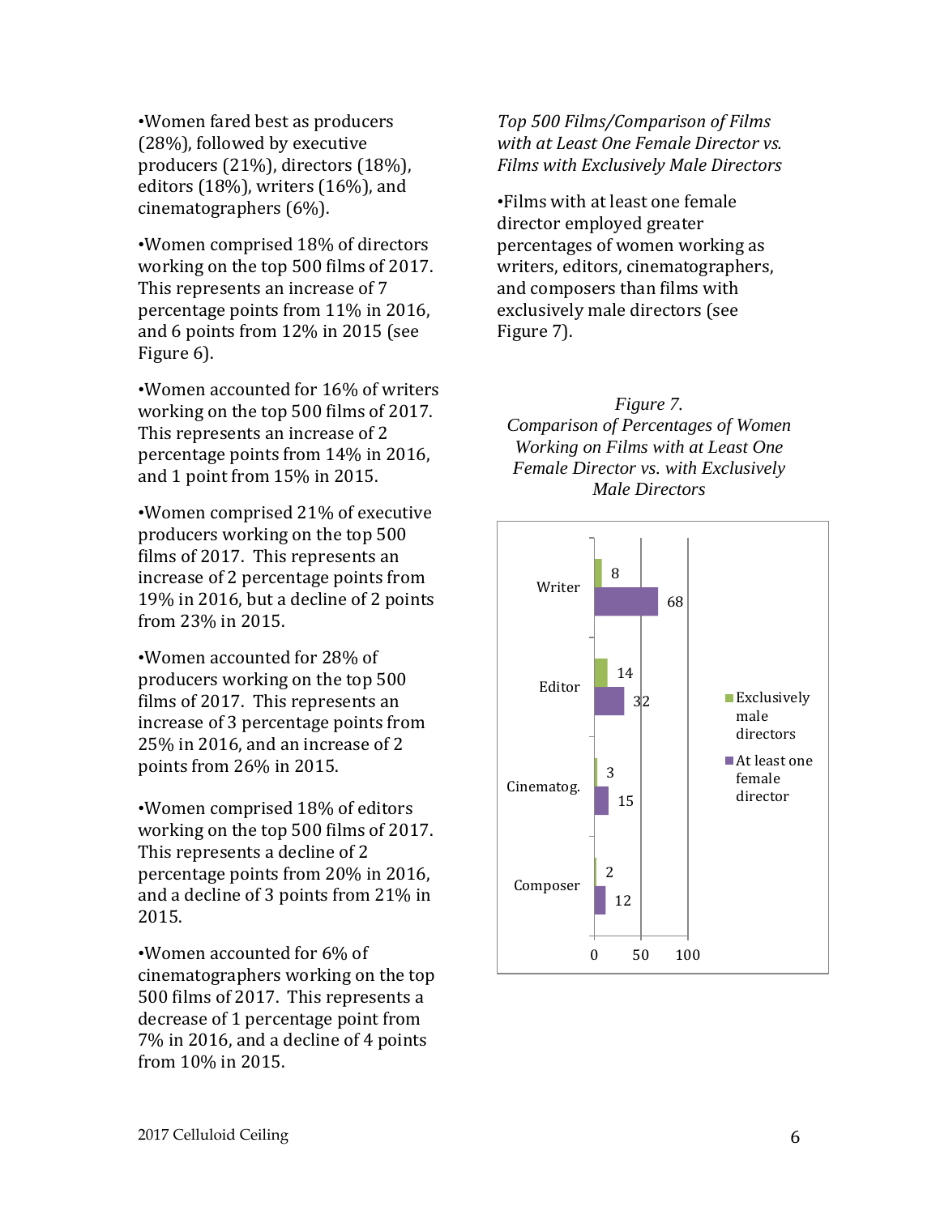•Women fared best as producers (28%), followed by executive producers (21%), directors (18%), editors (18%), writers (16%), and cinematographers (6%).

•Women comprised 18% of directors working on the top 500 films of 2017. This represents an increase of 7 percentage points from 11% in 2016, and 6 points from 12% in 2015 (see Figure 6).

•Women accounted for 16% of writers working on the top 500 films of 2017. This represents an increase of 2 percentage points from 14% in 2016, and 1 point from 15% in 2015.

•Women comprised 21% of executive producers working on the top 500 films of 2017. This represents an increase of 2 percentage points from 19% in 2016, but a decline of 2 points from 23% in 2015.

•Women accounted for 28% of producers working on the top 500 films of 2017. This represents an increase of 3 percentage points from 25% in 2016, and an increase of 2 points from 26% in 2015.

•Women comprised 18% of editors working on the top 500 films of 2017. This represents a decline of 2 percentage points from 20% in 2016, and a decline of 3 points from 21% in 2015.

•Women accounted for 6% of cinematographers working on the top 500 films of 2017. This represents a decrease of 1 percentage point from 7% in 2016, and a decline of 4 points from 10% in 2015.

*Top 500 Films/Comparison of Films with at Least One Female Director vs. Films with Exclusively Male Directors*

•Films with at least one female director employed greater percentages of women working as writers, editors, cinematographers, and composers than films with exclusively male directors (see Figure 7).

*Figure 7.*
*Comparison of Percentages of Women Working on Films with at Least One Female Director vs. with Exclusively Male Directors*

| | Exclusively male directors | At least one female director |
|---|---|---|
| Writer | 8 | 68 |
| Editor | 14 | 32 |
| Cinematog. | 3 | 15 |
| Composer | 2 | 12 |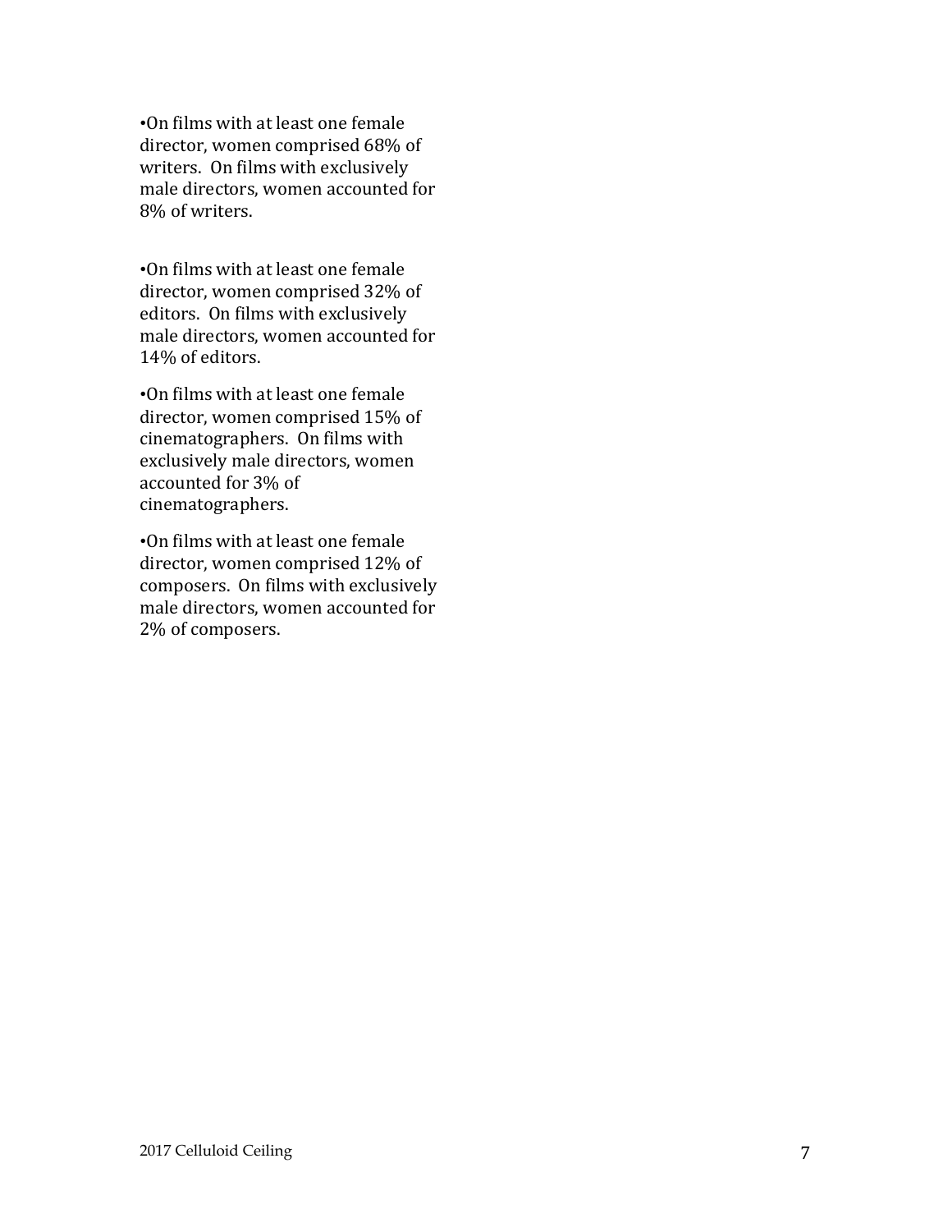•On films with at least one female director, women comprised 68% of writers. On films with exclusively male directors, women accounted for 8% of writers.

•On films with at least one female director, women comprised 32% of editors. On films with exclusively male directors, women accounted for 14% of editors.

•On films with at least one female director, women comprised 15% of cinematographers. On films with exclusively male directors, women accounted for 3% of cinematographers.

•On films with at least one female director, women comprised 12% of composers. On films with exclusively male directors, women accounted for 2% of composers.